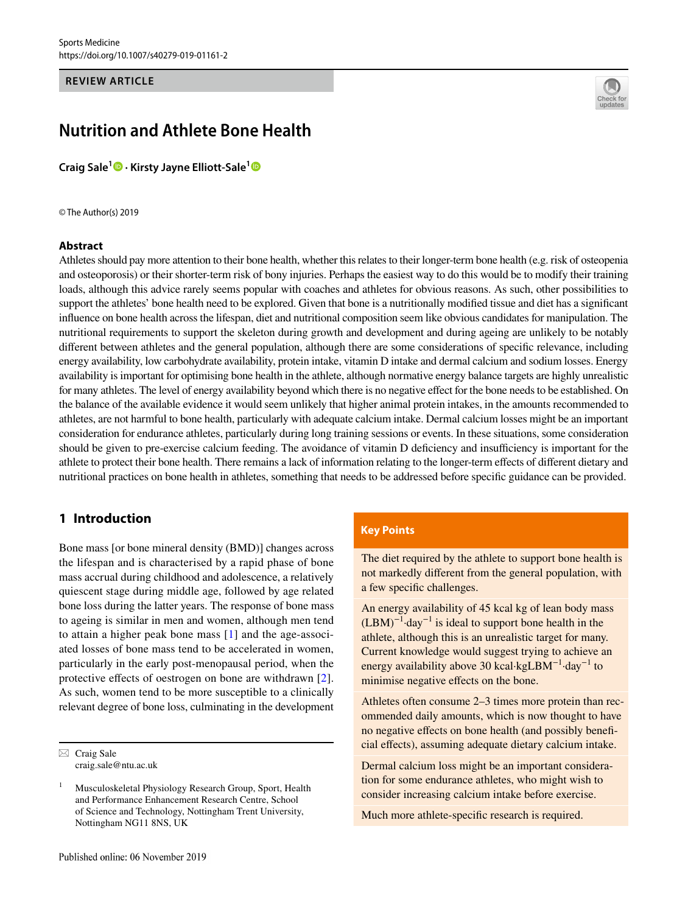REVIEW ARTICLE

# Nutrition and Athlete Bone Health

**Craig Sale[1] · Kirsty Jayne Elliott-Sale[1]**

© The Author(s) 2019

## Abstract

Athletes should pay more attention to their bone health, whether this relates to their longer-term bone health (e.g. risk of osteopenia and osteoporosis) or their shorter-term risk of bony injuries. Perhaps the easiest way to do this would be to modify their training loads, although this advice rarely seems popular with coaches and athletes for obvious reasons. As such, other possibilities to support the athletes' bone health need to be explored. Given that bone is a nutritionally modified tissue and diet has a significant influence on bone health across the lifespan, diet and nutritional composition seem like obvious candidates for manipulation. The nutritional requirements to support the skeleton during growth and development and during ageing are unlikely to be notably different between athletes and the general population, although there are some considerations of specific relevance, including energy availability, low carbohydrate availability, protein intake, vitamin D intake and dermal calcium and sodium losses. Energy availability is important for optimising bone health in the athlete, although normative energy balance targets are highly unrealistic for many athletes. The level of energy availability beyond which there is no negative effect for the bone needs to be established. On the balance of the available evidence it would seem unlikely that higher animal protein intakes, in the amounts recommended to athletes, are not harmful to bone health, particularly with adequate calcium intake. Dermal calcium losses might be an important consideration for endurance athletes, particularly during long training sessions or events. In these situations, some consideration should be given to pre-exercise calcium feeding. The avoidance of vitamin D deficiency and insufficiency is important for the athlete to protect their bone health. There remains a lack of information relating to the longer-term effects of different dietary and nutritional practices on bone health in athletes, something that needs to be addressed before specific guidance can be provided.

**Key Points**

- The diet required by the athlete to support bone health is not markedly different from the general population, with a few specific challenges.
- An energy availability of 45 kcal kg of lean body mass $(\text{LBM})^{-1}\cdot\text{day}^{-1}$ is ideal to support bone health in the athlete, although this is an unrealistic target for many. Current knowledge would suggest trying to achieve an energy availability above 30 $\text{kcal}\cdot\text{kgLBM}^{-1}\cdot\text{day}^{-1}$ to minimise negative effects on the bone.
- Athletes often consume 2–3 times more protein than recommended daily amounts, which is now thought to have no negative effects on bone health (and possibly beneficial effects), assuming adequate dietary calcium intake.
- Dermal calcium loss might be an important consideration for some endurance athletes, who might wish to consider increasing calcium intake before exercise.
- Much more athlete-specific research is required.

## 1 Introduction

Bone mass [or bone mineral density (BMD)] changes across the lifespan and is characterised by a rapid phase of bone mass accrual during childhood and adolescence, a relatively quiescent stage during middle age, followed by age related bone loss during the latter years. The response of bone mass to ageing is similar in men and women, although men tend to attain a higher peak bone mass [1] and the age-associated losses of bone mass tend to be accelerated in women, particularly in the early post-menopausal period, when the protective effects of oestrogen on bone are withdrawn [2]. As such, women tend to be more susceptible to a clinically relevant degree of bone loss, culminating in the development

✉ Craig Sale
craig.sale@ntu.ac.uk

[1] Musculoskeletal Physiology Research Group, Sport, Health and Performance Enhancement Research Centre, School of Science and Technology, Nottingham Trent University, Nottingham NG11 8NS, UK

Published online: 06 November 2019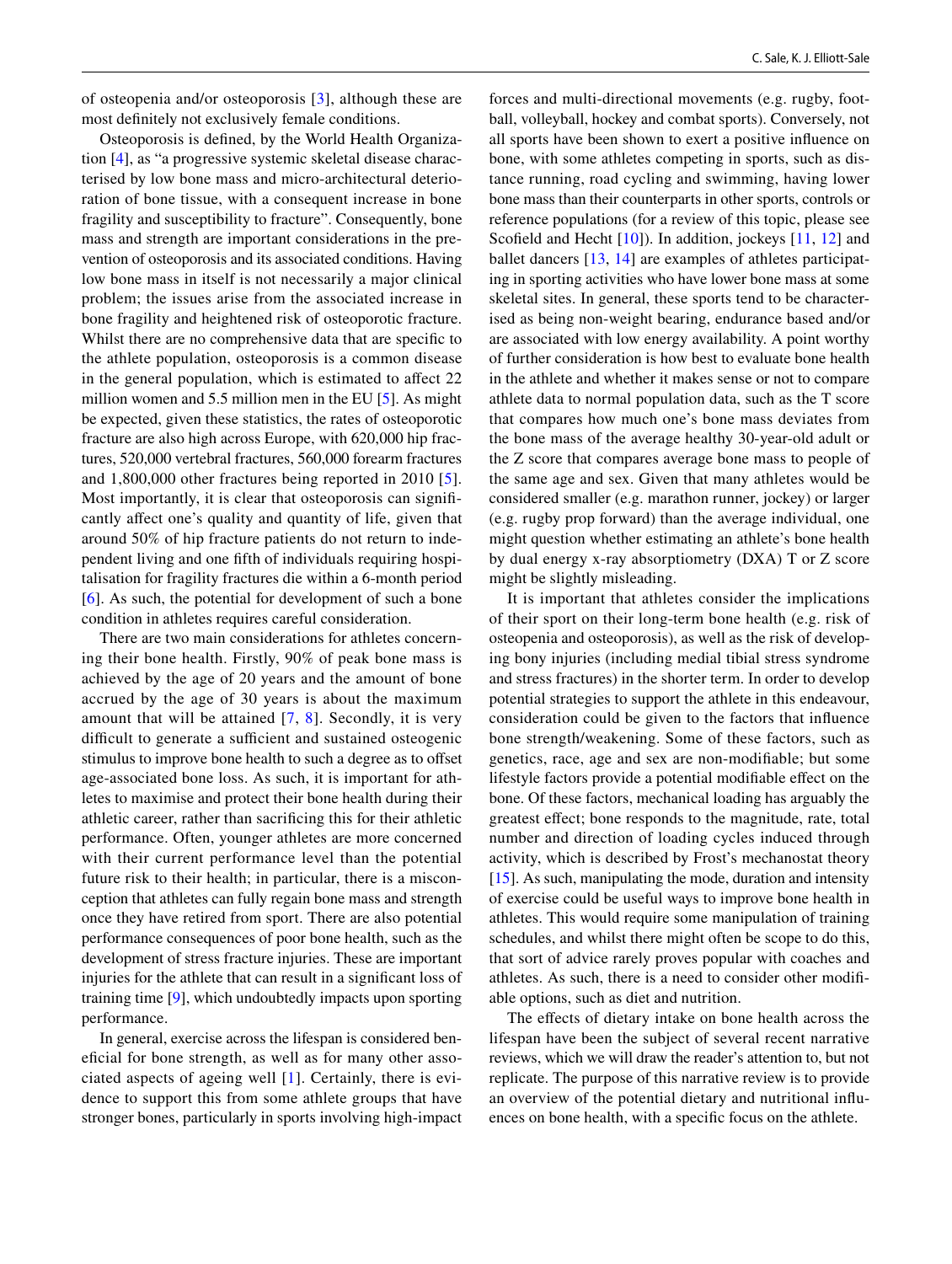of osteopenia and/or osteoporosis [3], although these are most definitely not exclusively female conditions.

Osteoporosis is defined, by the World Health Organization [4], as "a progressive systemic skeletal disease characterised by low bone mass and micro-architectural deterioration of bone tissue, with a consequent increase in bone fragility and susceptibility to fracture". Consequently, bone mass and strength are important considerations in the prevention of osteoporosis and its associated conditions. Having low bone mass in itself is not necessarily a major clinical problem; the issues arise from the associated increase in bone fragility and heightened risk of osteoporotic fracture. Whilst there are no comprehensive data that are specific to the athlete population, osteoporosis is a common disease in the general population, which is estimated to affect 22 million women and 5.5 million men in the EU [5]. As might be expected, given these statistics, the rates of osteoporotic fracture are also high across Europe, with 620,000 hip fractures, 520,000 vertebral fractures, 560,000 forearm fractures and 1,800,000 other fractures being reported in 2010 [5]. Most importantly, it is clear that osteoporosis can significantly affect one's quality and quantity of life, given that around 50% of hip fracture patients do not return to independent living and one fifth of individuals requiring hospitalisation for fragility fractures die within a 6-month period [6]. As such, the potential for development of such a bone condition in athletes requires careful consideration.

There are two main considerations for athletes concerning their bone health. Firstly, 90% of peak bone mass is achieved by the age of 20 years and the amount of bone accrued by the age of 30 years is about the maximum amount that will be attained [7, 8]. Secondly, it is very difficult to generate a sufficient and sustained osteogenic stimulus to improve bone health to such a degree as to offset age-associated bone loss. As such, it is important for athletes to maximise and protect their bone health during their athletic career, rather than sacrificing this for their athletic performance. Often, younger athletes are more concerned with their current performance level than the potential future risk to their health; in particular, there is a misconception that athletes can fully regain bone mass and strength once they have retired from sport. There are also potential performance consequences of poor bone health, such as the development of stress fracture injuries. These are important injuries for the athlete that can result in a significant loss of training time [9], which undoubtedly impacts upon sporting performance.

In general, exercise across the lifespan is considered beneficial for bone strength, as well as for many other associated aspects of ageing well [1]. Certainly, there is evidence to support this from some athlete groups that have stronger bones, particularly in sports involving high-impact forces and multi-directional movements (e.g. rugby, football, volleyball, hockey and combat sports). Conversely, not all sports have been shown to exert a positive influence on bone, with some athletes competing in sports, such as distance running, road cycling and swimming, having lower bone mass than their counterparts in other sports, controls or reference populations (for a review of this topic, please see Scofield and Hecht [10]). In addition, jockeys [11, 12] and ballet dancers [13, 14] are examples of athletes participating in sporting activities who have lower bone mass at some skeletal sites. In general, these sports tend to be characterised as being non-weight bearing, endurance based and/or are associated with low energy availability. A point worthy of further consideration is how best to evaluate bone health in the athlete and whether it makes sense or not to compare athlete data to normal population data, such as the T score that compares how much one's bone mass deviates from the bone mass of the average healthy 30-year-old adult or the Z score that compares average bone mass to people of the same age and sex. Given that many athletes would be considered smaller (e.g. marathon runner, jockey) or larger (e.g. rugby prop forward) than the average individual, one might question whether estimating an athlete's bone health by dual energy x-ray absorptiometry (DXA) T or Z score might be slightly misleading.

It is important that athletes consider the implications of their sport on their long-term bone health (e.g. risk of osteopenia and osteoporosis), as well as the risk of developing bony injuries (including medial tibial stress syndrome and stress fractures) in the shorter term. In order to develop potential strategies to support the athlete in this endeavour, consideration could be given to the factors that influence bone strength/weakening. Some of these factors, such as genetics, race, age and sex are non-modifiable; but some lifestyle factors provide a potential modifiable effect on the bone. Of these factors, mechanical loading has arguably the greatest effect; bone responds to the magnitude, rate, total number and direction of loading cycles induced through activity, which is described by Frost's mechanostat theory [15]. As such, manipulating the mode, duration and intensity of exercise could be useful ways to improve bone health in athletes. This would require some manipulation of training schedules, and whilst there might often be scope to do this, that sort of advice rarely proves popular with coaches and athletes. As such, there is a need to consider other modifiable options, such as diet and nutrition.

The effects of dietary intake on bone health across the lifespan have been the subject of several recent narrative reviews, which we will draw the reader's attention to, but not replicate. The purpose of this narrative review is to provide an overview of the potential dietary and nutritional influences on bone health, with a specific focus on the athlete.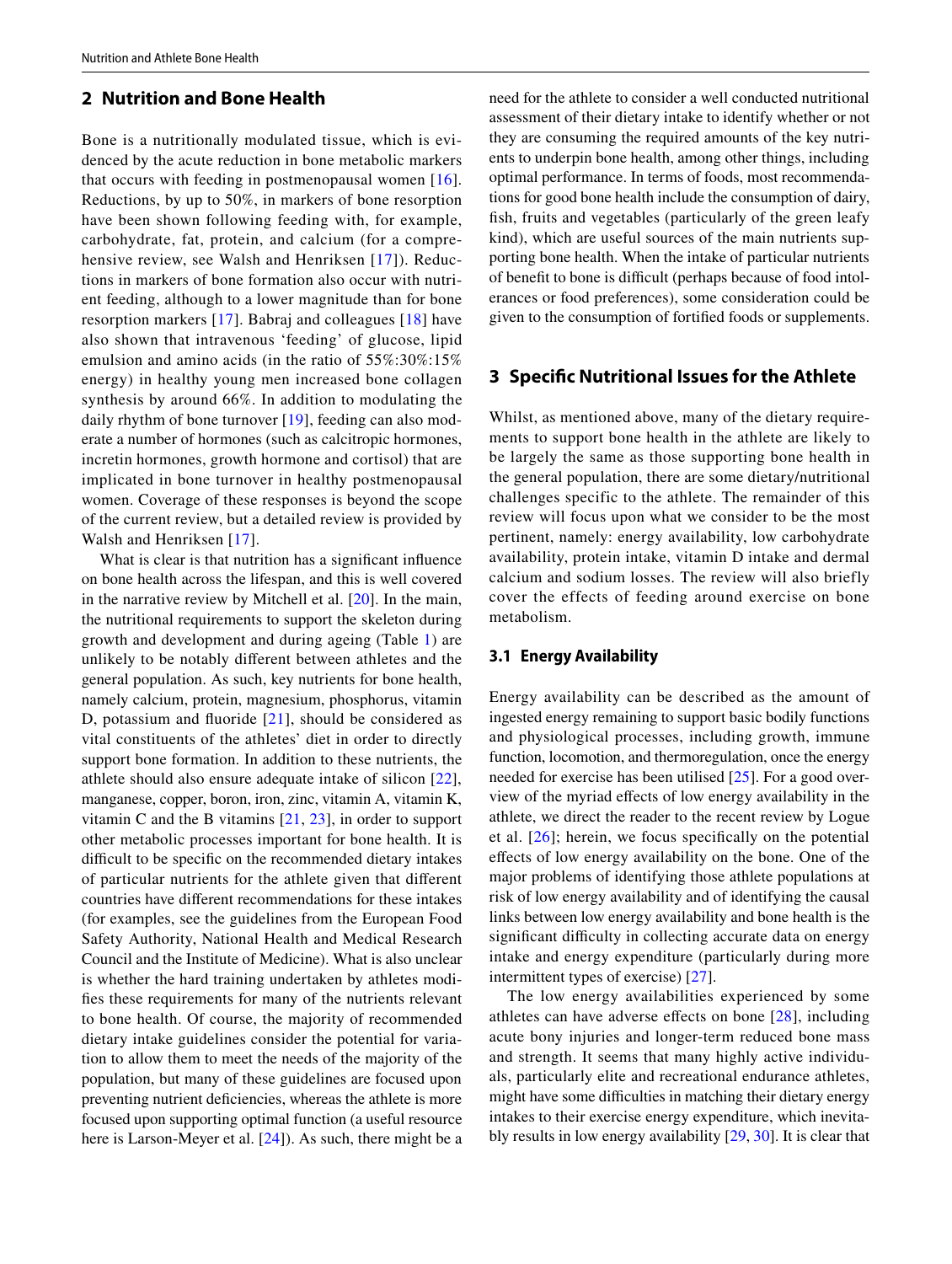## 2 Nutrition and Bone Health

Bone is a nutritionally modulated tissue, which is evidenced by the acute reduction in bone metabolic markers that occurs with feeding in postmenopausal women [16]. Reductions, by up to 50%, in markers of bone resorption have been shown following feeding with, for example, carbohydrate, fat, protein, and calcium (for a comprehensive review, see Walsh and Henriksen [17]). Reductions in markers of bone formation also occur with nutrient feeding, although to a lower magnitude than for bone resorption markers [17]. Babraj and colleagues [18] have also shown that intravenous 'feeding' of glucose, lipid emulsion and amino acids (in the ratio of 55%:30%:15% energy) in healthy young men increased bone collagen synthesis by around 66%. In addition to modulating the daily rhythm of bone turnover [19], feeding can also moderate a number of hormones (such as calcitropic hormones, incretin hormones, growth hormone and cortisol) that are implicated in bone turnover in healthy postmenopausal women. Coverage of these responses is beyond the scope of the current review, but a detailed review is provided by Walsh and Henriksen [17].

What is clear is that nutrition has a significant influence on bone health across the lifespan, and this is well covered in the narrative review by Mitchell et al. [20]. In the main, the nutritional requirements to support the skeleton during growth and development and during ageing (Table 1) are unlikely to be notably different between athletes and the general population. As such, key nutrients for bone health, namely calcium, protein, magnesium, phosphorus, vitamin D, potassium and fluoride [21], should be considered as vital constituents of the athletes' diet in order to directly support bone formation. In addition to these nutrients, the athlete should also ensure adequate intake of silicon [22], manganese, copper, boron, iron, zinc, vitamin A, vitamin K, vitamin C and the B vitamins [21, 23], in order to support other metabolic processes important for bone health. It is difficult to be specific on the recommended dietary intakes of particular nutrients for the athlete given that different countries have different recommendations for these intakes (for examples, see the guidelines from the European Food Safety Authority, National Health and Medical Research Council and the Institute of Medicine). What is also unclear is whether the hard training undertaken by athletes modifies these requirements for many of the nutrients relevant to bone health. Of course, the majority of recommended dietary intake guidelines consider the potential for variation to allow them to meet the needs of the majority of the population, but many of these guidelines are focused upon preventing nutrient deficiencies, whereas the athlete is more focused upon supporting optimal function (a useful resource here is Larson-Meyer et al. [24]). As such, there might be a need for the athlete to consider a well conducted nutritional assessment of their dietary intake to identify whether or not they are consuming the required amounts of the key nutrients to underpin bone health, among other things, including optimal performance. In terms of foods, most recommendations for good bone health include the consumption of dairy, fish, fruits and vegetables (particularly of the green leafy kind), which are useful sources of the main nutrients supporting bone health. When the intake of particular nutrients of benefit to bone is difficult (perhaps because of food intolerances or food preferences), some consideration could be given to the consumption of fortified foods or supplements.

## 3 Specific Nutritional Issues for the Athlete

Whilst, as mentioned above, many of the dietary requirements to support bone health in the athlete are likely to be largely the same as those supporting bone health in the general population, there are some dietary/nutritional challenges specific to the athlete. The remainder of this review will focus upon what we consider to be the most pertinent, namely: energy availability, low carbohydrate availability, protein intake, vitamin D intake and dermal calcium and sodium losses. The review will also briefly cover the effects of feeding around exercise on bone metabolism.

### 3.1 Energy Availability

Energy availability can be described as the amount of ingested energy remaining to support basic bodily functions and physiological processes, including growth, immune function, locomotion, and thermoregulation, once the energy needed for exercise has been utilised [25]. For a good overview of the myriad effects of low energy availability in the athlete, we direct the reader to the recent review by Logue et al. [26]; herein, we focus specifically on the potential effects of low energy availability on the bone. One of the major problems of identifying those athlete populations at risk of low energy availability and of identifying the causal links between low energy availability and bone health is the significant difficulty in collecting accurate data on energy intake and energy expenditure (particularly during more intermittent types of exercise) [27].

The low energy availabilities experienced by some athletes can have adverse effects on bone [28], including acute bony injuries and longer-term reduced bone mass and strength. It seems that many highly active individuals, particularly elite and recreational endurance athletes, might have some difficulties in matching their dietary energy intakes to their exercise energy expenditure, which inevitably results in low energy availability [29, 30]. It is clear that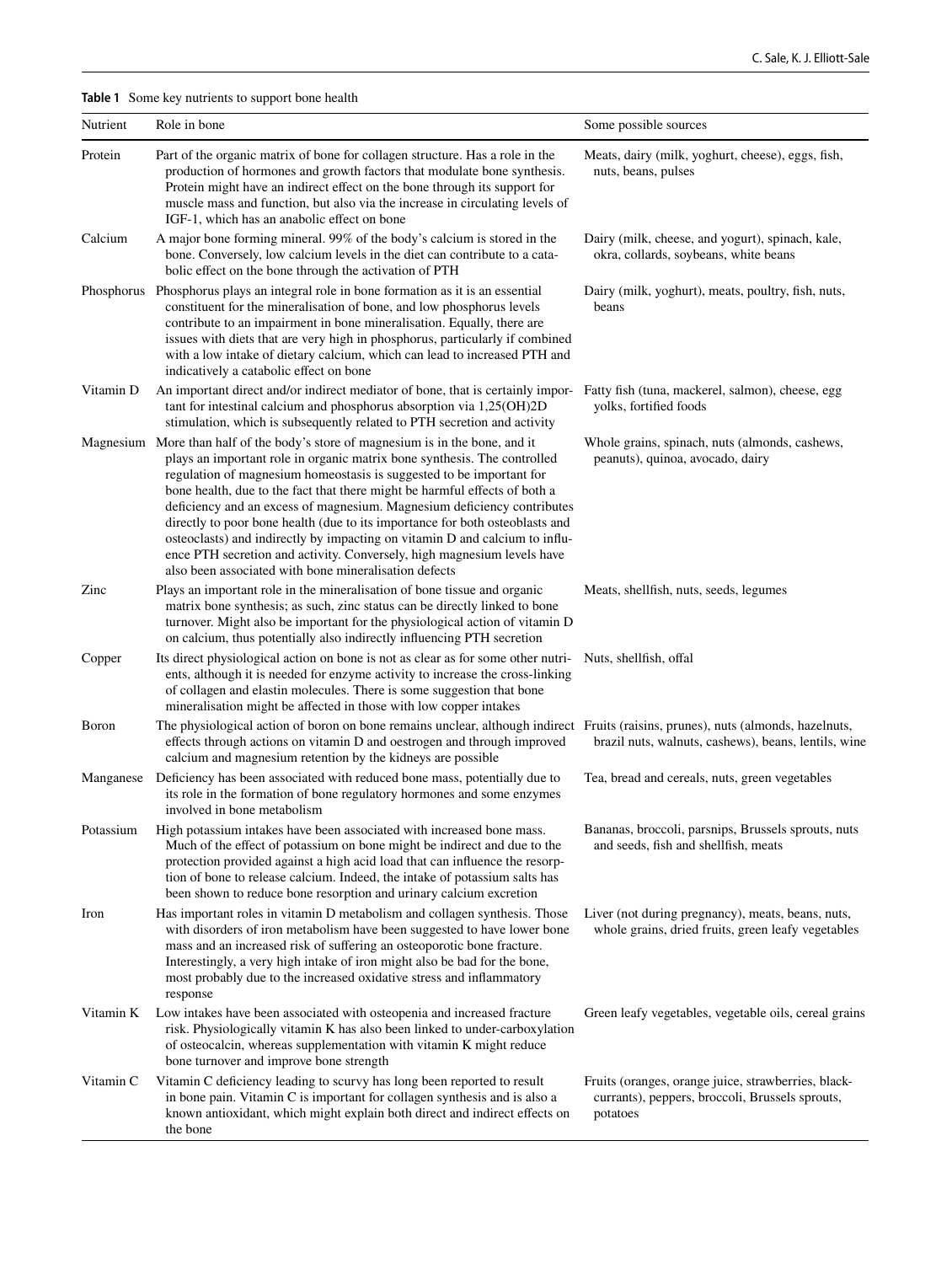**Table 1** Some key nutrients to support bone health

| Nutrient | Role in bone | Some possible sources |
|---|---|---|
| Protein | Part of the organic matrix of bone for collagen structure. Has a role in the production of hormones and growth factors that modulate bone synthesis. Protein might have an indirect effect on the bone through its support for muscle mass and function, but also via the increase in circulating levels of IGF-1, which has an anabolic effect on bone | Meats, dairy (milk, yoghurt, cheese), eggs, fish, nuts, beans, pulses |
| Calcium | A major bone forming mineral. 99% of the body's calcium is stored in the bone. Conversely, low calcium levels in the diet can contribute to a catabolic effect on the bone through the activation of PTH | Dairy (milk, cheese, and yogurt), spinach, kale, okra, collards, soybeans, white beans |
| Phosphorus | Phosphorus plays an integral role in bone formation as it is an essential constituent for the mineralisation of bone, and low phosphorus levels contribute to an impairment in bone mineralisation. Equally, there are issues with diets that are very high in phosphorus, particularly if combined with a low intake of dietary calcium, which can lead to increased PTH and indicatively a catabolic effect on bone | Dairy (milk, yoghurt), meats, poultry, fish, nuts, beans |
| Vitamin D | An important direct and/or indirect mediator of bone, that is certainly important for intestinal calcium and phosphorus absorption via 1,25(OH)2D stimulation, which is subsequently related to PTH secretion and activity | Fatty fish (tuna, mackerel, salmon), cheese, egg yolks, fortified foods |
| Magnesium | More than half of the body's store of magnesium is in the bone, and it plays an important role in organic matrix bone synthesis. The controlled regulation of magnesium homeostasis is suggested to be important for bone health, due to the fact that there might be harmful effects of both a deficiency and an excess of magnesium. Magnesium deficiency contributes directly to poor bone health (due to its importance for both osteoblasts and osteoclasts) and indirectly by impacting on vitamin D and calcium to influence PTH secretion and activity. Conversely, high magnesium levels have also been associated with bone mineralisation defects | Whole grains, spinach, nuts (almonds, cashews, peanuts), quinoa, avocado, dairy |
| Zinc | Plays an important role in the mineralisation of bone tissue and organic matrix bone synthesis; as such, zinc status can be directly linked to bone turnover. Might also be important for the physiological action of vitamin D on calcium, thus potentially also indirectly influencing PTH secretion | Meats, shellfish, nuts, seeds, legumes |
| Copper | Its direct physiological action on bone is not as clear as for some other nutrients, although it is needed for enzyme activity to increase the cross-linking of collagen and elastin molecules. There is some suggestion that bone mineralisation might be affected in those with low copper intakes | Nuts, shellfish, offal |
| Boron | The physiological action of boron on bone remains unclear, although indirect effects through actions on vitamin D and oestrogen and through improved calcium and magnesium retention by the kidneys are possible | Fruits (raisins, prunes), nuts (almonds, hazelnuts, brazil nuts, walnuts, cashews), beans, lentils, wine |
| Manganese | Deficiency has been associated with reduced bone mass, potentially due to its role in the formation of bone regulatory hormones and some enzymes involved in bone metabolism | Tea, bread and cereals, nuts, green vegetables |
| Potassium | High potassium intakes have been associated with increased bone mass. Much of the effect of potassium on bone might be indirect and due to the protection provided against a high acid load that can influence the resorption of bone to release calcium. Indeed, the intake of potassium salts has been shown to reduce bone resorption and urinary calcium excretion | Bananas, broccoli, parsnips, Brussels sprouts, nuts and seeds, fish and shellfish, meats |
| Iron | Has important roles in vitamin D metabolism and collagen synthesis. Those with disorders of iron metabolism have been suggested to have lower bone mass and an increased risk of suffering an osteoporotic bone fracture. Interestingly, a very high intake of iron might also be bad for the bone, most probably due to the increased oxidative stress and inflammatory response | Liver (not during pregnancy), meats, beans, nuts, whole grains, dried fruits, green leafy vegetables |
| Vitamin K | Low intakes have been associated with osteopenia and increased fracture risk. Physiologically vitamin K has also been linked to under-carboxylation of osteocalcin, whereas supplementation with vitamin K might reduce bone turnover and improve bone strength | Green leafy vegetables, vegetable oils, cereal grains |
| Vitamin C | Vitamin C deficiency leading to scurvy has long been reported to result in bone pain. Vitamin C is important for collagen synthesis and is also a known antioxidant, which might explain both direct and indirect effects on the bone | Fruits (oranges, orange juice, strawberries, blackcurrants), peppers, broccoli, Brussels sprouts, potatoes |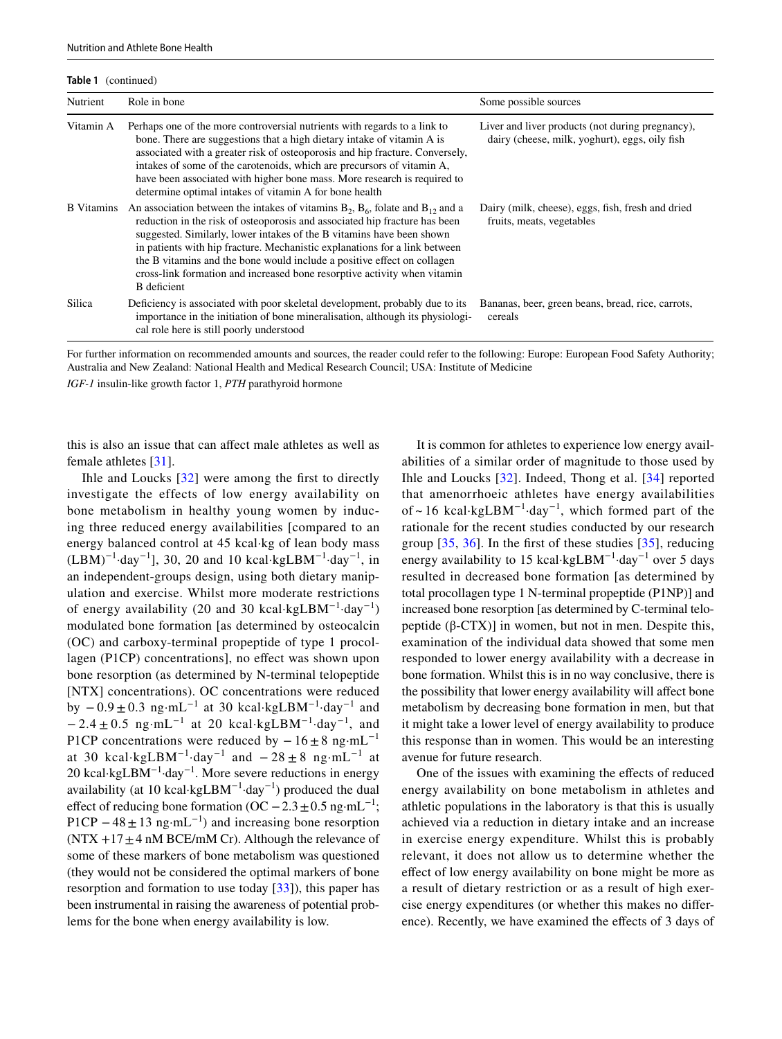**Table 1** (continued)

| Nutrient | Role in bone | Some possible sources |
|---|---|---|
| Vitamin A | Perhaps one of the more controversial nutrients with regards to a link to bone. There are suggestions that a high dietary intake of vitamin A is associated with a greater risk of osteoporosis and hip fracture. Conversely, intakes of some of the carotenoids, which are precursors of vitamin A, have been associated with higher bone mass. More research is required to determine optimal intakes of vitamin A for bone health | Liver and liver products (not during pregnancy), dairy (cheese, milk, yoghurt), eggs, oily fish |
| B Vitamins | An association between the intakes of vitamins $B_2$, $B_6$, folate and $B_{12}$ and a reduction in the risk of osteoporosis and associated hip fracture has been suggested. Similarly, lower intakes of the B vitamins have been shown in patients with hip fracture. Mechanistic explanations for a link between the B vitamins and the bone would include a positive effect on collagen cross-link formation and increased bone resorptive activity when vitamin B deficient | Dairy (milk, cheese), eggs, fish, fresh and dried fruits, meats, vegetables |
| Silica | Deficiency is associated with poor skeletal development, probably due to its importance in the initiation of bone mineralisation, although its physiological role here is still poorly understood | Bananas, beer, green beans, bread, rice, carrots, cereals |

For further information on recommended amounts and sources, the reader could refer to the following: Europe: European Food Safety Authority; Australia and New Zealand: National Health and Medical Research Council; USA: Institute of Medicine

*IGF-1* insulin-like growth factor 1, *PTH* parathyroid hormone

this is also an issue that can affect male athletes as well as female athletes [31].

Ihle and Loucks [32] were among the first to directly investigate the effects of low energy availability on bone metabolism in healthy young women by inducing three reduced energy availabilities [compared to an energy balanced control at 45 kcal·kg of lean body mass (LBM)$^{-1}$·day$^{-1}$], 30, 20 and 10 kcal·kgLBM$^{-1}$·day$^{-1}$, in an independent-groups design, using both dietary manipulation and exercise. Whilst more moderate restrictions of energy availability (20 and 30 kcal·kgLBM$^{-1}$·day$^{-1}$) modulated bone formation [as determined by osteocalcin (OC) and carboxy-terminal propeptide of type 1 procollagen (P1CP) concentrations], no effect was shown upon bone resorption (as determined by N-terminal telopeptide [NTX] concentrations). OC concentrations were reduced by $-0.9 \pm 0.3$ ng·mL$^{-1}$ at 30 kcal·kgLBM$^{-1}$·day$^{-1}$ and $-2.4 \pm 0.5$ ng·mL$^{-1}$ at 20 kcal·kgLBM$^{-1}$·day$^{-1}$, and P1CP concentrations were reduced by $-16 \pm 8$ ng·mL$^{-1}$ at 30 kcal·kgLBM$^{-1}$·day$^{-1}$ and $-28 \pm 8$ ng·mL$^{-1}$ at 20 kcal·kgLBM$^{-1}$·day$^{-1}$. More severe reductions in energy availability (at 10 kcal·kgLBM$^{-1}$·day$^{-1}$) produced the dual effect of reducing bone formation (OC $-2.3 \pm 0.5$ ng·mL$^{-1}$; P1CP $-48 \pm 13$ ng·mL$^{-1}$) and increasing bone resorption (NTX $+17 \pm 4$ nM BCE/mM Cr). Although the relevance of some of these markers of bone metabolism was questioned (they would not be considered the optimal markers of bone resorption and formation to use today [33]), this paper has been instrumental in raising the awareness of potential problems for the bone when energy availability is low.

It is common for athletes to experience low energy availabilities of a similar order of magnitude to those used by Ihle and Loucks [32]. Indeed, Thong et al. [34] reported that amenorrhoeic athletes have energy availabilities of ~ 16 kcal·kgLBM$^{-1}$·day$^{-1}$, which formed part of the rationale for the recent studies conducted by our research group [35, 36]. In the first of these studies [35], reducing energy availability to 15 kcal·kgLBM$^{-1}$·day$^{-1}$ over 5 days resulted in decreased bone formation [as determined by total procollagen type 1 N-terminal propeptide (P1NP)] and increased bone resorption [as determined by C-terminal telopeptide (β-CTX)] in women, but not in men. Despite this, examination of the individual data showed that some men responded to lower energy availability with a decrease in bone formation. Whilst this is in no way conclusive, there is the possibility that lower energy availability will affect bone metabolism by decreasing bone formation in men, but that it might take a lower level of energy availability to produce this response than in women. This would be an interesting avenue for future research.

One of the issues with examining the effects of reduced energy availability on bone metabolism in athletes and athletic populations in the laboratory is that this is usually achieved via a reduction in dietary intake and an increase in exercise energy expenditure. Whilst this is probably relevant, it does not allow us to determine whether the effect of low energy availability on bone might be more as a result of dietary restriction or as a result of high exercise energy expenditures (or whether this makes no difference). Recently, we have examined the effects of 3 days of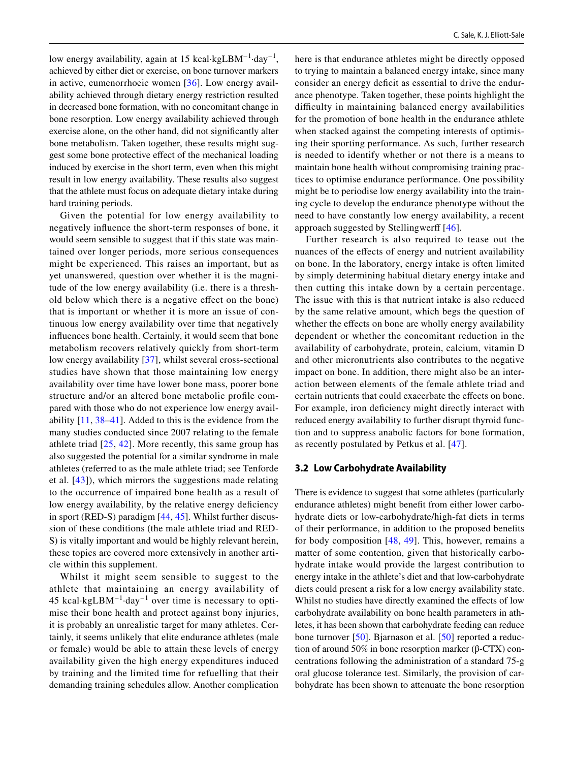low energy availability, again at 15 kcal·kgLBM$^{-1}$·day$^{-1}$, achieved by either diet or exercise, on bone turnover markers in active, eumenorrhoeic women [36]. Low energy availability achieved through dietary energy restriction resulted in decreased bone formation, with no concomitant change in bone resorption. Low energy availability achieved through exercise alone, on the other hand, did not significantly alter bone metabolism. Taken together, these results might suggest some bone protective effect of the mechanical loading induced by exercise in the short term, even when this might result in low energy availability. These results also suggest that the athlete must focus on adequate dietary intake during hard training periods.

Given the potential for low energy availability to negatively influence the short-term responses of bone, it would seem sensible to suggest that if this state was maintained over longer periods, more serious consequences might be experienced. This raises an important, but as yet unanswered, question over whether it is the magnitude of the low energy availability (i.e. there is a threshold below which there is a negative effect on the bone) that is important or whether it is more an issue of continuous low energy availability over time that negatively influences bone health. Certainly, it would seem that bone metabolism recovers relatively quickly from short-term low energy availability [37], whilst several cross-sectional studies have shown that those maintaining low energy availability over time have lower bone mass, poorer bone structure and/or an altered bone metabolic profile compared with those who do not experience low energy availability [11, 38–41]. Added to this is the evidence from the many studies conducted since 2007 relating to the female athlete triad [25, 42]. More recently, this same group has also suggested the potential for a similar syndrome in male athletes (referred to as the male athlete triad; see Tenforde et al. [43]), which mirrors the suggestions made relating to the occurrence of impaired bone health as a result of low energy availability, by the relative energy deficiency in sport (RED-S) paradigm [44, 45]. Whilst further discussion of these conditions (the male athlete triad and RED-S) is vitally important and would be highly relevant herein, these topics are covered more extensively in another article within this supplement.

Whilst it might seem sensible to suggest to the athlete that maintaining an energy availability of 45 kcal·kgLBM$^{-1}$·day$^{-1}$ over time is necessary to optimise their bone health and protect against bony injuries, it is probably an unrealistic target for many athletes. Certainly, it seems unlikely that elite endurance athletes (male or female) would be able to attain these levels of energy availability given the high energy expenditures induced by training and the limited time for refuelling that their demanding training schedules allow. Another complication here is that endurance athletes might be directly opposed to trying to maintain a balanced energy intake, since many consider an energy deficit as essential to drive the endurance phenotype. Taken together, these points highlight the difficulty in maintaining balanced energy availabilities for the promotion of bone health in the endurance athlete when stacked against the competing interests of optimising their sporting performance. As such, further research is needed to identify whether or not there is a means to maintain bone health without compromising training practices to optimise endurance performance. One possibility might be to periodise low energy availability into the training cycle to develop the endurance phenotype without the need to have constantly low energy availability, a recent approach suggested by Stellingwerff [46].

Further research is also required to tease out the nuances of the effects of energy and nutrient availability on bone. In the laboratory, energy intake is often limited by simply determining habitual dietary energy intake and then cutting this intake down by a certain percentage. The issue with this is that nutrient intake is also reduced by the same relative amount, which begs the question of whether the effects on bone are wholly energy availability dependent or whether the concomitant reduction in the availability of carbohydrate, protein, calcium, vitamin D and other micronutrients also contributes to the negative impact on bone. In addition, there might also be an interaction between elements of the female athlete triad and certain nutrients that could exacerbate the effects on bone. For example, iron deficiency might directly interact with reduced energy availability to further disrupt thyroid function and to suppress anabolic factors for bone formation, as recently postulated by Petkus et al. [47].

### 3.2 Low Carbohydrate Availability

There is evidence to suggest that some athletes (particularly endurance athletes) might benefit from either lower carbohydrate diets or low-carbohydrate/high-fat diets in terms of their performance, in addition to the proposed benefits for body composition [48, 49]. This, however, remains a matter of some contention, given that historically carbohydrate intake would provide the largest contribution to energy intake in the athlete's diet and that low-carbohydrate diets could present a risk for a low energy availability state. Whilst no studies have directly examined the effects of low carbohydrate availability on bone health parameters in athletes, it has been shown that carbohydrate feeding can reduce bone turnover [50]. Bjarnason et al. [50] reported a reduction of around 50% in bone resorption marker (β-CTX) concentrations following the administration of a standard 75-g oral glucose tolerance test. Similarly, the provision of carbohydrate has been shown to attenuate the bone resorption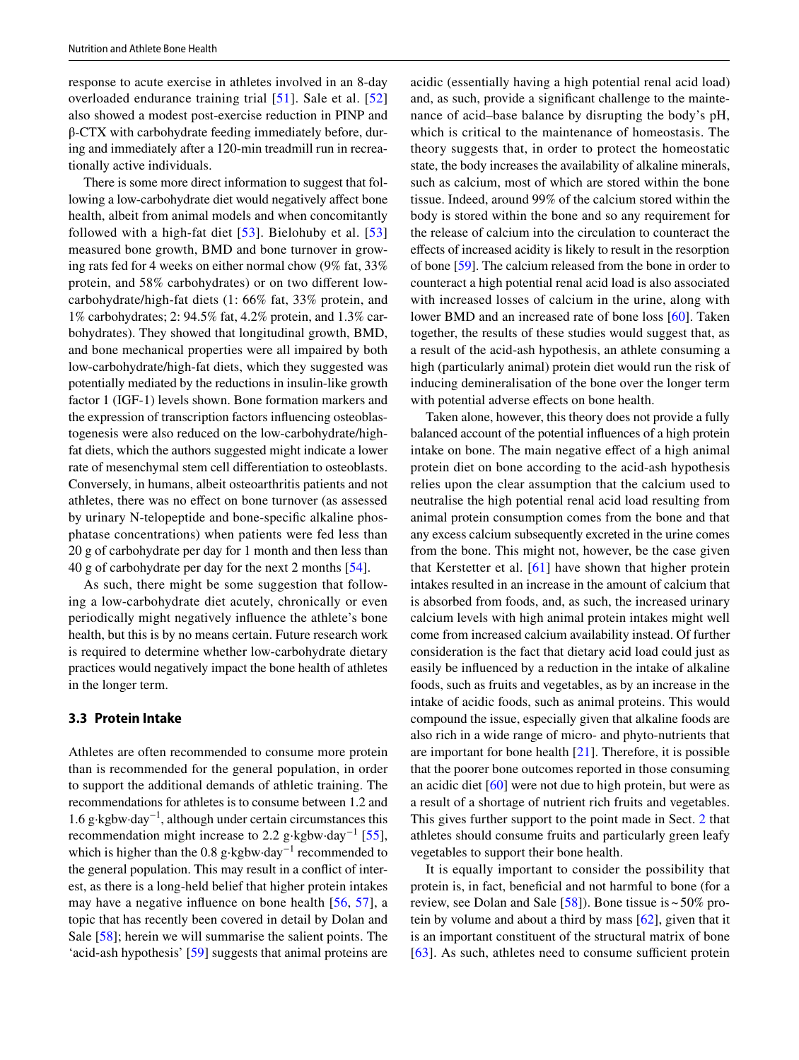response to acute exercise in athletes involved in an 8-day overloaded endurance training trial [51]. Sale et al. [52] also showed a modest post-exercise reduction in PINP and β-CTX with carbohydrate feeding immediately before, during and immediately after a 120-min treadmill run in recreationally active individuals.

There is some more direct information to suggest that following a low-carbohydrate diet would negatively affect bone health, albeit from animal models and when concomitantly followed with a high-fat diet [53]. Bielohuby et al. [53] measured bone growth, BMD and bone turnover in growing rats fed for 4 weeks on either normal chow (9% fat, 33% protein, and 58% carbohydrates) or on two different low-carbohydrate/high-fat diets (1: 66% fat, 33% protein, and 1% carbohydrates; 2: 94.5% fat, 4.2% protein, and 1.3% carbohydrates). They showed that longitudinal growth, BMD, and bone mechanical properties were all impaired by both low-carbohydrate/high-fat diets, which they suggested was potentially mediated by the reductions in insulin-like growth factor 1 (IGF-1) levels shown. Bone formation markers and the expression of transcription factors influencing osteoblastogenesis were also reduced on the low-carbohydrate/high-fat diets, which the authors suggested might indicate a lower rate of mesenchymal stem cell differentiation to osteoblasts. Conversely, in humans, albeit osteoarthritis patients and not athletes, there was no effect on bone turnover (as assessed by urinary N-telopeptide and bone-specific alkaline phosphatase concentrations) when patients were fed less than 20 g of carbohydrate per day for 1 month and then less than 40 g of carbohydrate per day for the next 2 months [54].

As such, there might be some suggestion that following a low-carbohydrate diet acutely, chronically or even periodically might negatively influence the athlete's bone health, but this is by no means certain. Future research work is required to determine whether low-carbohydrate dietary practices would negatively impact the bone health of athletes in the longer term.

### 3.3 Protein Intake

Athletes are often recommended to consume more protein than is recommended for the general population, in order to support the additional demands of athletic training. The recommendations for athletes is to consume between 1.2 and 1.6 g·kgbw·day$^{-1}$, although under certain circumstances this recommendation might increase to 2.2 g·kgbw·day$^{-1}$ [55], which is higher than the 0.8 g·kgbw·day$^{-1}$ recommended to the general population. This may result in a conflict of interest, as there is a long-held belief that higher protein intakes may have a negative influence on bone health [56, 57], a topic that has recently been covered in detail by Dolan and Sale [58]; herein we will summarise the salient points. The 'acid-ash hypothesis' [59] suggests that animal proteins are acidic (essentially having a high potential renal acid load) and, as such, provide a significant challenge to the maintenance of acid–base balance by disrupting the body's pH, which is critical to the maintenance of homeostasis. The theory suggests that, in order to protect the homeostatic state, the body increases the availability of alkaline minerals, such as calcium, most of which are stored within the bone tissue. Indeed, around 99% of the calcium stored within the body is stored within the bone and so any requirement for the release of calcium into the circulation to counteract the effects of increased acidity is likely to result in the resorption of bone [59]. The calcium released from the bone in order to counteract a high potential renal acid load is also associated with increased losses of calcium in the urine, along with lower BMD and an increased rate of bone loss [60]. Taken together, the results of these studies would suggest that, as a result of the acid-ash hypothesis, an athlete consuming a high (particularly animal) protein diet would run the risk of inducing demineralisation of the bone over the longer term with potential adverse effects on bone health.

Taken alone, however, this theory does not provide a fully balanced account of the potential influences of a high protein intake on bone. The main negative effect of a high animal protein diet on bone according to the acid-ash hypothesis relies upon the clear assumption that the calcium used to neutralise the high potential renal acid load resulting from animal protein consumption comes from the bone and that any excess calcium subsequently excreted in the urine comes from the bone. This might not, however, be the case given that Kerstetter et al. [61] have shown that higher protein intakes resulted in an increase in the amount of calcium that is absorbed from foods, and, as such, the increased urinary calcium levels with high animal protein intakes might well come from increased calcium availability instead. Of further consideration is the fact that dietary acid load could just as easily be influenced by a reduction in the intake of alkaline foods, such as fruits and vegetables, as by an increase in the intake of acidic foods, such as animal proteins. This would compound the issue, especially given that alkaline foods are also rich in a wide range of micro- and phyto-nutrients that are important for bone health [21]. Therefore, it is possible that the poorer bone outcomes reported in those consuming an acidic diet [60] were not due to high protein, but were as a result of a shortage of nutrient rich fruits and vegetables. This gives further support to the point made in Sect. 2 that athletes should consume fruits and particularly green leafy vegetables to support their bone health.

It is equally important to consider the possibility that protein is, in fact, beneficial and not harmful to bone (for a review, see Dolan and Sale [58]). Bone tissue is ~ 50% protein by volume and about a third by mass [62], given that it is an important constituent of the structural matrix of bone [63]. As such, athletes need to consume sufficient protein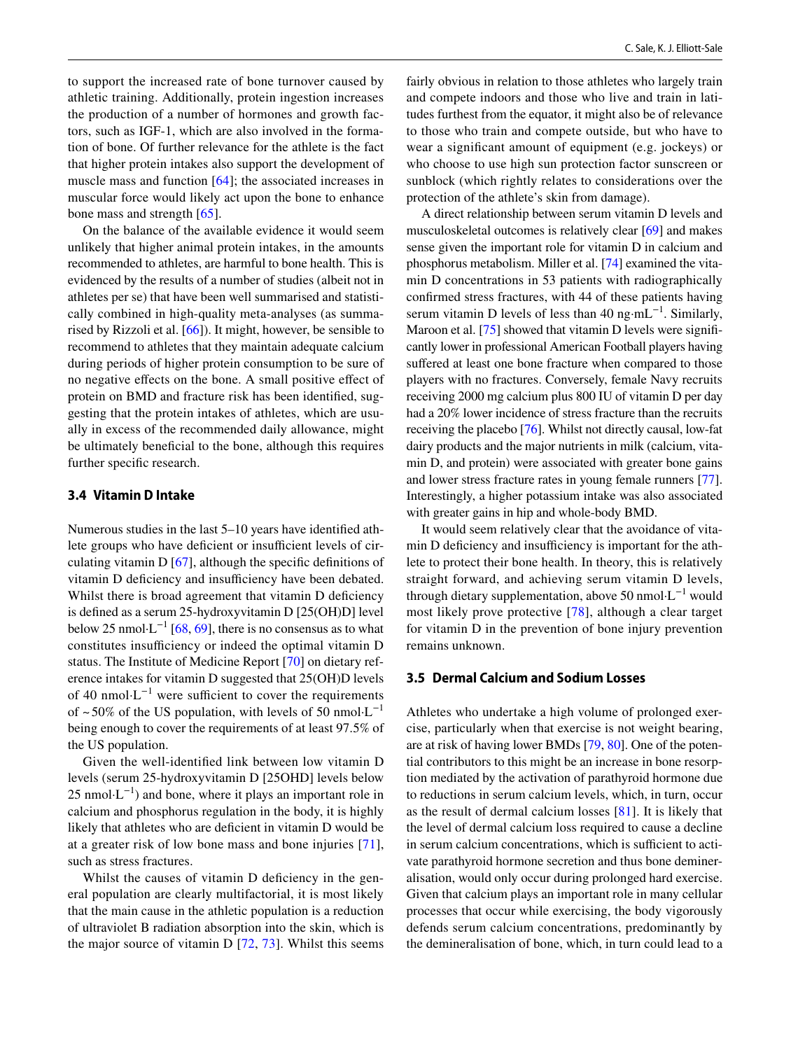to support the increased rate of bone turnover caused by athletic training. Additionally, protein ingestion increases the production of a number of hormones and growth factors, such as IGF-1, which are also involved in the formation of bone. Of further relevance for the athlete is the fact that higher protein intakes also support the development of muscle mass and function [64]; the associated increases in muscular force would likely act upon the bone to enhance bone mass and strength [65].

On the balance of the available evidence it would seem unlikely that higher animal protein intakes, in the amounts recommended to athletes, are harmful to bone health. This is evidenced by the results of a number of studies (albeit not in athletes per se) that have been well summarised and statistically combined in high-quality meta-analyses (as summarised by Rizzoli et al. [66]). It might, however, be sensible to recommend to athletes that they maintain adequate calcium during periods of higher protein consumption to be sure of no negative effects on the bone. A small positive effect of protein on BMD and fracture risk has been identified, suggesting that the protein intakes of athletes, which are usually in excess of the recommended daily allowance, might be ultimately beneficial to the bone, although this requires further specific research.

### 3.4 Vitamin D Intake

Numerous studies in the last 5–10 years have identified athlete groups who have deficient or insufficient levels of circulating vitamin D [67], although the specific definitions of vitamin D deficiency and insufficiency have been debated. Whilst there is broad agreement that vitamin D deficiency is defined as a serum 25-hydroxyvitamin D [25(OH)D] level below 25 nmol·L$^{-1}$ [68, 69], there is no consensus as to what constitutes insufficiency or indeed the optimal vitamin D status. The Institute of Medicine Report [70] on dietary reference intakes for vitamin D suggested that 25(OH)D levels of 40 nmol·L$^{-1}$ were sufficient to cover the requirements of ~50% of the US population, with levels of 50 nmol·L$^{-1}$ being enough to cover the requirements of at least 97.5% of the US population.

Given the well-identified link between low vitamin D levels (serum 25-hydroxyvitamin D [25OHD] levels below 25 nmol·L$^{-1}$) and bone, where it plays an important role in calcium and phosphorus regulation in the body, it is highly likely that athletes who are deficient in vitamin D would be at a greater risk of low bone mass and bone injuries [71], such as stress fractures.

Whilst the causes of vitamin D deficiency in the general population are clearly multifactorial, it is most likely that the main cause in the athletic population is a reduction of ultraviolet B radiation absorption into the skin, which is the major source of vitamin D [72, 73]. Whilst this seems fairly obvious in relation to those athletes who largely train and compete indoors and those who live and train in latitudes furthest from the equator, it might also be of relevance to those who train and compete outside, but who have to wear a significant amount of equipment (e.g. jockeys) or who choose to use high sun protection factor sunscreen or sunblock (which rightly relates to considerations over the protection of the athlete's skin from damage).

A direct relationship between serum vitamin D levels and musculoskeletal outcomes is relatively clear [69] and makes sense given the important role for vitamin D in calcium and phosphorus metabolism. Miller et al. [74] examined the vitamin D concentrations in 53 patients with radiographically confirmed stress fractures, with 44 of these patients having serum vitamin D levels of less than 40 ng·mL$^{-1}$. Similarly, Maroon et al. [75] showed that vitamin D levels were significantly lower in professional American Football players having suffered at least one bone fracture when compared to those players with no fractures. Conversely, female Navy recruits receiving 2000 mg calcium plus 800 IU of vitamin D per day had a 20% lower incidence of stress fracture than the recruits receiving the placebo [76]. Whilst not directly causal, low-fat dairy products and the major nutrients in milk (calcium, vitamin D, and protein) were associated with greater bone gains and lower stress fracture rates in young female runners [77]. Interestingly, a higher potassium intake was also associated with greater gains in hip and whole-body BMD.

It would seem relatively clear that the avoidance of vitamin D deficiency and insufficiency is important for the athlete to protect their bone health. In theory, this is relatively straight forward, and achieving serum vitamin D levels, through dietary supplementation, above 50 nmol·L$^{-1}$ would most likely prove protective [78], although a clear target for vitamin D in the prevention of bone injury prevention remains unknown.

### 3.5 Dermal Calcium and Sodium Losses

Athletes who undertake a high volume of prolonged exercise, particularly when that exercise is not weight bearing, are at risk of having lower BMDs [79, 80]. One of the potential contributors to this might be an increase in bone resorption mediated by the activation of parathyroid hormone due to reductions in serum calcium levels, which, in turn, occur as the result of dermal calcium losses [81]. It is likely that the level of dermal calcium loss required to cause a decline in serum calcium concentrations, which is sufficient to activate parathyroid hormone secretion and thus bone demineralisation, would only occur during prolonged hard exercise. Given that calcium plays an important role in many cellular processes that occur while exercising, the body vigorously defends serum calcium concentrations, predominantly by the demineralisation of bone, which, in turn could lead to a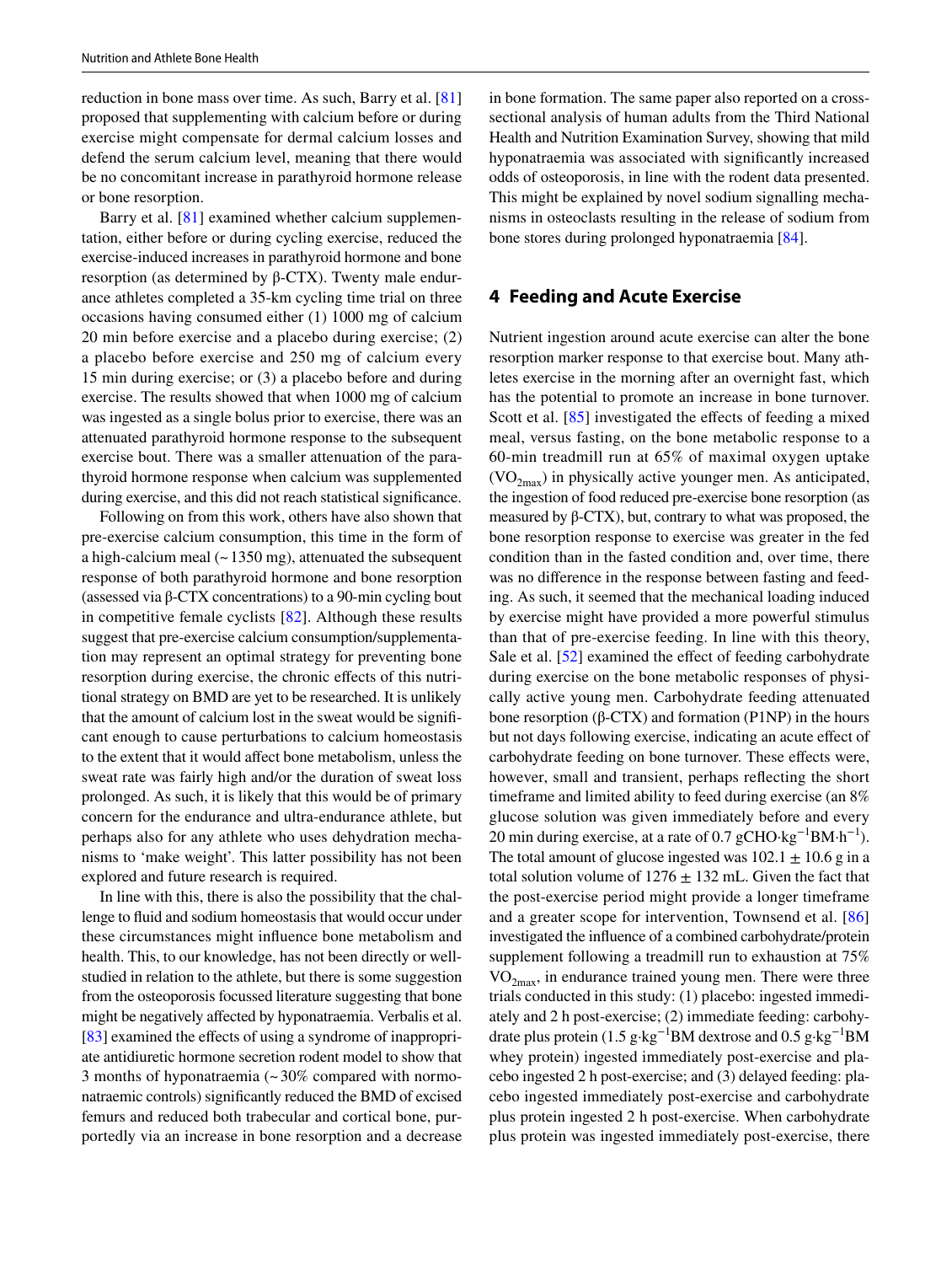reduction in bone mass over time. As such, Barry et al. [81] proposed that supplementing with calcium before or during exercise might compensate for dermal calcium losses and defend the serum calcium level, meaning that there would be no concomitant increase in parathyroid hormone release or bone resorption.

Barry et al. [81] examined whether calcium supplementation, either before or during cycling exercise, reduced the exercise-induced increases in parathyroid hormone and bone resorption (as determined by β-CTX). Twenty male endurance athletes completed a 35-km cycling time trial on three occasions having consumed either (1) 1000 mg of calcium 20 min before exercise and a placebo during exercise; (2) a placebo before exercise and 250 mg of calcium every 15 min during exercise; or (3) a placebo before and during exercise. The results showed that when 1000 mg of calcium was ingested as a single bolus prior to exercise, there was an attenuated parathyroid hormone response to the subsequent exercise bout. There was a smaller attenuation of the parathyroid hormone response when calcium was supplemented during exercise, and this did not reach statistical significance.

Following on from this work, others have also shown that pre-exercise calcium consumption, this time in the form of a high-calcium meal (~ 1350 mg), attenuated the subsequent response of both parathyroid hormone and bone resorption (assessed via β-CTX concentrations) to a 90-min cycling bout in competitive female cyclists [82]. Although these results suggest that pre-exercise calcium consumption/supplementation may represent an optimal strategy for preventing bone resorption during exercise, the chronic effects of this nutritional strategy on BMD are yet to be researched. It is unlikely that the amount of calcium lost in the sweat would be significant enough to cause perturbations to calcium homeostasis to the extent that it would affect bone metabolism, unless the sweat rate was fairly high and/or the duration of sweat loss prolonged. As such, it is likely that this would be of primary concern for the endurance and ultra-endurance athlete, but perhaps also for any athlete who uses dehydration mechanisms to 'make weight'. This latter possibility has not been explored and future research is required.

In line with this, there is also the possibility that the challenge to fluid and sodium homeostasis that would occur under these circumstances might influence bone metabolism and health. This, to our knowledge, has not been directly or well-studied in relation to the athlete, but there is some suggestion from the osteoporosis focussed literature suggesting that bone might be negatively affected by hyponatraemia. Verbalis et al. [83] examined the effects of using a syndrome of inappropriate antidiuretic hormone secretion rodent model to show that 3 months of hyponatraemia (~ 30% compared with normonatraemic controls) significantly reduced the BMD of excised femurs and reduced both trabecular and cortical bone, purportedly via an increase in bone resorption and a decrease in bone formation. The same paper also reported on a cross-sectional analysis of human adults from the Third National Health and Nutrition Examination Survey, showing that mild hyponatraemia was associated with significantly increased odds of osteoporosis, in line with the rodent data presented. This might be explained by novel sodium signalling mechanisms in osteoclasts resulting in the release of sodium from bone stores during prolonged hyponatraemia [84].

## 4 Feeding and Acute Exercise

Nutrient ingestion around acute exercise can alter the bone resorption marker response to that exercise bout. Many athletes exercise in the morning after an overnight fast, which has the potential to promote an increase in bone turnover. Scott et al. [85] investigated the effects of feeding a mixed meal, versus fasting, on the bone metabolic response to a 60-min treadmill run at 65% of maximal oxygen uptake ($VO_{2max}$) in physically active younger men. As anticipated, the ingestion of food reduced pre-exercise bone resorption (as measured by β-CTX), but, contrary to what was proposed, the bone resorption response to exercise was greater in the fed condition than in the fasted condition and, over time, there was no difference in the response between fasting and feeding. As such, it seemed that the mechanical loading induced by exercise might have provided a more powerful stimulus than that of pre-exercise feeding. In line with this theory, Sale et al. [52] examined the effect of feeding carbohydrate during exercise on the bone metabolic responses of physically active young men. Carbohydrate feeding attenuated bone resorption (β-CTX) and formation (P1NP) in the hours but not days following exercise, indicating an acute effect of carbohydrate feeding on bone turnover. These effects were, however, small and transient, perhaps reflecting the short timeframe and limited ability to feed during exercise (an 8% glucose solution was given immediately before and every 20 min during exercise, at a rate of 0.7 $gCHO{\cdot}kg^{-1}BM{\cdot}h^{-1}$). The total amount of glucose ingested was $102.1 \pm 10.6$ g in a total solution volume of $1276 \pm 132$ mL. Given the fact that the post-exercise period might provide a longer timeframe and a greater scope for intervention, Townsend et al. [86] investigated the influence of a combined carbohydrate/protein supplement following a treadmill run to exhaustion at 75% $VO_{2max}$, in endurance trained young men. There were three trials conducted in this study: (1) placebo: ingested immediately and 2 h post-exercise; (2) immediate feeding: carbohydrate plus protein (1.5 $g{\cdot}kg^{-1}BM$ dextrose and 0.5 $g{\cdot}kg^{-1}BM$ whey protein) ingested immediately post-exercise and placebo ingested 2 h post-exercise; and (3) delayed feeding: placebo ingested immediately post-exercise and carbohydrate plus protein ingested 2 h post-exercise. When carbohydrate plus protein was ingested immediately post-exercise, there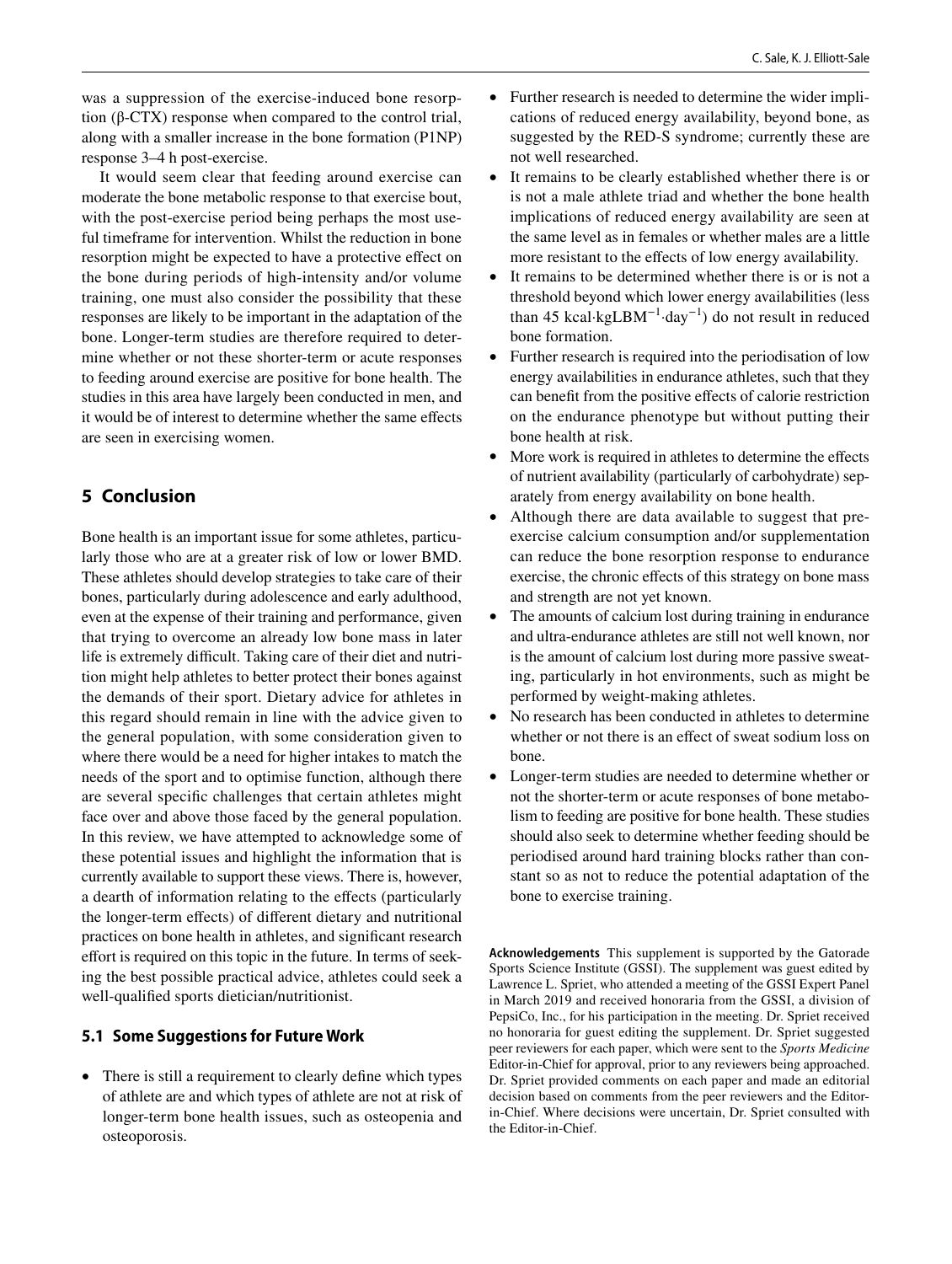was a suppression of the exercise-induced bone resorption (β-CTX) response when compared to the control trial, along with a smaller increase in the bone formation (P1NP) response 3–4 h post-exercise.

It would seem clear that feeding around exercise can moderate the bone metabolic response to that exercise bout, with the post-exercise period being perhaps the most useful timeframe for intervention. Whilst the reduction in bone resorption might be expected to have a protective effect on the bone during periods of high-intensity and/or volume training, one must also consider the possibility that these responses are likely to be important in the adaptation of the bone. Longer-term studies are therefore required to determine whether or not these shorter-term or acute responses to feeding around exercise are positive for bone health. The studies in this area have largely been conducted in men, and it would be of interest to determine whether the same effects are seen in exercising women.

## 5 Conclusion

Bone health is an important issue for some athletes, particularly those who are at a greater risk of low or lower BMD. These athletes should develop strategies to take care of their bones, particularly during adolescence and early adulthood, even at the expense of their training and performance, given that trying to overcome an already low bone mass in later life is extremely difficult. Taking care of their diet and nutrition might help athletes to better protect their bones against the demands of their sport. Dietary advice for athletes in this regard should remain in line with the advice given to the general population, with some consideration given to where there would be a need for higher intakes to match the needs of the sport and to optimise function, although there are several specific challenges that certain athletes might face over and above those faced by the general population. In this review, we have attempted to acknowledge some of these potential issues and highlight the information that is currently available to support these views. There is, however, a dearth of information relating to the effects (particularly the longer-term effects) of different dietary and nutritional practices on bone health in athletes, and significant research effort is required on this topic in the future. In terms of seeking the best possible practical advice, athletes could seek a well-qualified sports dietician/nutritionist.

### 5.1 Some Suggestions for Future Work

- There is still a requirement to clearly define which types of athlete are and which types of athlete are not at risk of longer-term bone health issues, such as osteopenia and osteoporosis.
- Further research is needed to determine the wider implications of reduced energy availability, beyond bone, as suggested by the RED-S syndrome; currently these are not well researched.
- It remains to be clearly established whether there is or is not a male athlete triad and whether the bone health implications of reduced energy availability are seen at the same level as in females or whether males are a little more resistant to the effects of low energy availability.
- It remains to be determined whether there is or is not a threshold beyond which lower energy availabilities (less than 45 kcal·kgLBM$^{-1}$·day$^{-1}$) do not result in reduced bone formation.
- Further research is required into the periodisation of low energy availabilities in endurance athletes, such that they can benefit from the positive effects of calorie restriction on the endurance phenotype but without putting their bone health at risk.
- More work is required in athletes to determine the effects of nutrient availability (particularly of carbohydrate) separately from energy availability on bone health.
- Although there are data available to suggest that pre-exercise calcium consumption and/or supplementation can reduce the bone resorption response to endurance exercise, the chronic effects of this strategy on bone mass and strength are not yet known.
- The amounts of calcium lost during training in endurance and ultra-endurance athletes are still not well known, nor is the amount of calcium lost during more passive sweating, particularly in hot environments, such as might be performed by weight-making athletes.
- No research has been conducted in athletes to determine whether or not there is an effect of sweat sodium loss on bone.
- Longer-term studies are needed to determine whether or not the shorter-term or acute responses of bone metabolism to feeding are positive for bone health. These studies should also seek to determine whether feeding should be periodised around hard training blocks rather than constant so as not to reduce the potential adaptation of the bone to exercise training.

**Acknowledgements** This supplement is supported by the Gatorade Sports Science Institute (GSSI). The supplement was guest edited by Lawrence L. Spriet, who attended a meeting of the GSSI Expert Panel in March 2019 and received honoraria from the GSSI, a division of PepsiCo, Inc., for his participation in the meeting. Dr. Spriet received no honoraria for guest editing the supplement. Dr. Spriet suggested peer reviewers for each paper, which were sent to the *Sports Medicine* Editor-in-Chief for approval, prior to any reviewers being approached. Dr. Spriet provided comments on each paper and made an editorial decision based on comments from the peer reviewers and the Editor-in-Chief. Where decisions were uncertain, Dr. Spriet consulted with the Editor-in-Chief.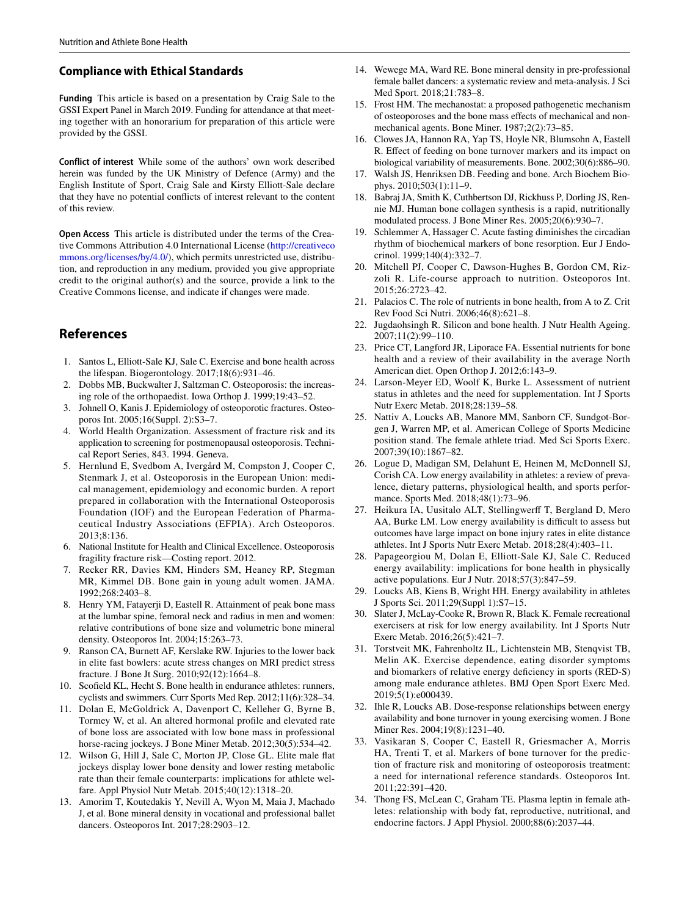## Compliance with Ethical Standards

**Funding** This article is based on a presentation by Craig Sale to the GSSI Expert Panel in March 2019. Funding for attendance at that meeting together with an honorarium for preparation of this article were provided by the GSSI.

**Conflict of interest** While some of the authors' own work described herein was funded by the UK Ministry of Defence (Army) and the English Institute of Sport, Craig Sale and Kirsty Elliott-Sale declare that they have no potential conflicts of interest relevant to the content of this review.

**Open Access** This article is distributed under the terms of the Creative Commons Attribution 4.0 International License (http://creativecommons.org/licenses/by/4.0/), which permits unrestricted use, distribution, and reproduction in any medium, provided you give appropriate credit to the original author(s) and the source, provide a link to the Creative Commons license, and indicate if changes were made.

## References

1. Santos L, Elliott-Sale KJ, Sale C. Exercise and bone health across the lifespan. Biogerontology. 2017;18(6):931–46.
2. Dobbs MB, Buckwalter J, Saltzman C. Osteoporosis: the increasing role of the orthopaedist. Iowa Orthop J. 1999;19:43–52.
3. Johnell O, Kanis J. Epidemiology of osteoporotic fractures. Osteoporos Int. 2005;16(Suppl. 2):S3–7.
4. World Health Organization. Assessment of fracture risk and its application to screening for postmenopausal osteoporosis. Technical Report Series, 843. 1994. Geneva.
5. Hernlund E, Svedbom A, Ivergård M, Compston J, Cooper C, Stenmark J, et al. Osteoporosis in the European Union: medical management, epidemiology and economic burden. A report prepared in collaboration with the International Osteoporosis Foundation (IOF) and the European Federation of Pharmaceutical Industry Associations (EFPIA). Arch Osteoporos. 2013;8:136.
6. National Institute for Health and Clinical Excellence. Osteoporosis fragility fracture risk—Costing report. 2012.
7. Recker RR, Davies KM, Hinders SM, Heaney RP, Stegman MR, Kimmel DB. Bone gain in young adult women. JAMA. 1992;268:2403–8.
8. Henry YM, Fatayerji D, Eastell R. Attainment of peak bone mass at the lumbar spine, femoral neck and radius in men and women: relative contributions of bone size and volumetric bone mineral density. Osteoporos Int. 2004;15:263–73.
9. Ranson CA, Burnett AF, Kerslake RW. Injuries to the lower back in elite fast bowlers: acute stress changes on MRI predict stress fracture. J Bone Jt Surg. 2010;92(12):1664–8.
10. Scofield KL, Hecht S. Bone health in endurance athletes: runners, cyclists and swimmers. Curr Sports Med Rep. 2012;11(6):328–34.
11. Dolan E, McGoldrick A, Davenport C, Kelleher G, Byrne B, Tormey W, et al. An altered hormonal profile and elevated rate of bone loss are associated with low bone mass in professional horse-racing jockeys. J Bone Miner Metab. 2012;30(5):534–42.
12. Wilson G, Hill J, Sale C, Morton JP, Close GL. Elite male flat jockeys display lower bone density and lower resting metabolic rate than their female counterparts: implications for athlete welfare. Appl Physiol Nutr Metab. 2015;40(12):1318–20.
13. Amorim T, Koutedakis Y, Nevill A, Wyon M, Maia J, Machado J, et al. Bone mineral density in vocational and professional ballet dancers. Osteoporos Int. 2017;28:2903–12.
14. Wewege MA, Ward RE. Bone mineral density in pre-professional female ballet dancers: a systematic review and meta-analysis. J Sci Med Sport. 2018;21:783–8.
15. Frost HM. The mechanostat: a proposed pathogenetic mechanism of osteoporoses and the bone mass effects of mechanical and nonmechanical agents. Bone Miner. 1987;2(2):73–85.
16. Clowes JA, Hannon RA, Yap TS, Hoyle NR, Blumsohn A, Eastell R. Effect of feeding on bone turnover markers and its impact on biological variability of measurements. Bone. 2002;30(6):886–90.
17. Walsh JS, Henriksen DB. Feeding and bone. Arch Biochem Biophys. 2010;503(1):11–9.
18. Babraj JA, Smith K, Cuthbertson DJ, Rickhuss P, Dorling JS, Rennie MJ. Human bone collagen synthesis is a rapid, nutritionally modulated process. J Bone Miner Res. 2005;20(6):930–7.
19. Schlemmer A, Hassager C. Acute fasting diminishes the circadian rhythm of biochemical markers of bone resorption. Eur J Endocrinol. 1999;140(4):332–7.
20. Mitchell PJ, Cooper C, Dawson-Hughes B, Gordon CM, Rizzoli R. Life-course approach to nutrition. Osteoporos Int. 2015;26:2723–42.
21. Palacios C. The role of nutrients in bone health, from A to Z. Crit Rev Food Sci Nutri. 2006;46(8):621–8.
22. Jugdaohsingh R. Silicon and bone health. J Nutr Health Ageing. 2007;11(2):99–110.
23. Price CT, Langford JR, Liporace FA. Essential nutrients for bone health and a review of their availability in the average North American diet. Open Orthop J. 2012;6:143–9.
24. Larson-Meyer ED, Woolf K, Burke L. Assessment of nutrient status in athletes and the need for supplementation. Int J Sports Nutr Exerc Metab. 2018;28:139–58.
25. Nattiv A, Loucks AB, Manore MM, Sanborn CF, Sundgot-Borgen J, Warren MP, et al. American College of Sports Medicine position stand. The female athlete triad. Med Sci Sports Exerc. 2007;39(10):1867–82.
26. Logue D, Madigan SM, Delahunt E, Heinen M, McDonnell SJ, Corish CA. Low energy availability in athletes: a review of prevalence, dietary patterns, physiological health, and sports performance. Sports Med. 2018;48(1):73–96.
27. Heikura IA, Uusitalo ALT, Stellingwerff T, Bergland D, Mero AA, Burke LM. Low energy availability is difficult to assess but outcomes have large impact on bone injury rates in elite distance athletes. Int J Sports Nutr Exerc Metab. 2018;28(4):403–11.
28. Papageorgiou M, Dolan E, Elliott-Sale KJ, Sale C. Reduced energy availability: implications for bone health in physically active populations. Eur J Nutr. 2018;57(3):847–59.
29. Loucks AB, Kiens B, Wright HH. Energy availability in athletes J Sports Sci. 2011;29(Suppl 1):S7–15.
30. Slater J, McLay-Cooke R, Brown R, Black K. Female recreational exercisers at risk for low energy availability. Int J Sports Nutr Exerc Metab. 2016;26(5):421–7.
31. Torstveit MK, Fahrenholtz IL, Lichtenstein MB, Stenqvist TB, Melin AK. Exercise dependence, eating disorder symptoms and biomarkers of relative energy deficiency in sports (RED-S) among male endurance athletes. BMJ Open Sport Exerc Med. 2019;5(1):e000439.
32. Ihle R, Loucks AB. Dose-response relationships between energy availability and bone turnover in young exercising women. J Bone Miner Res. 2004;19(8):1231–40.
33. Vasikaran S, Cooper C, Eastell R, Griesmacher A, Morris HA, Trenti T, et al. Markers of bone turnover for the prediction of fracture risk and monitoring of osteoporosis treatment: a need for international reference standards. Osteoporos Int. 2011;22:391–420.
34. Thong FS, McLean C, Graham TE. Plasma leptin in female athletes: relationship with body fat, reproductive, nutritional, and endocrine factors. J Appl Physiol. 2000;88(6):2037–44.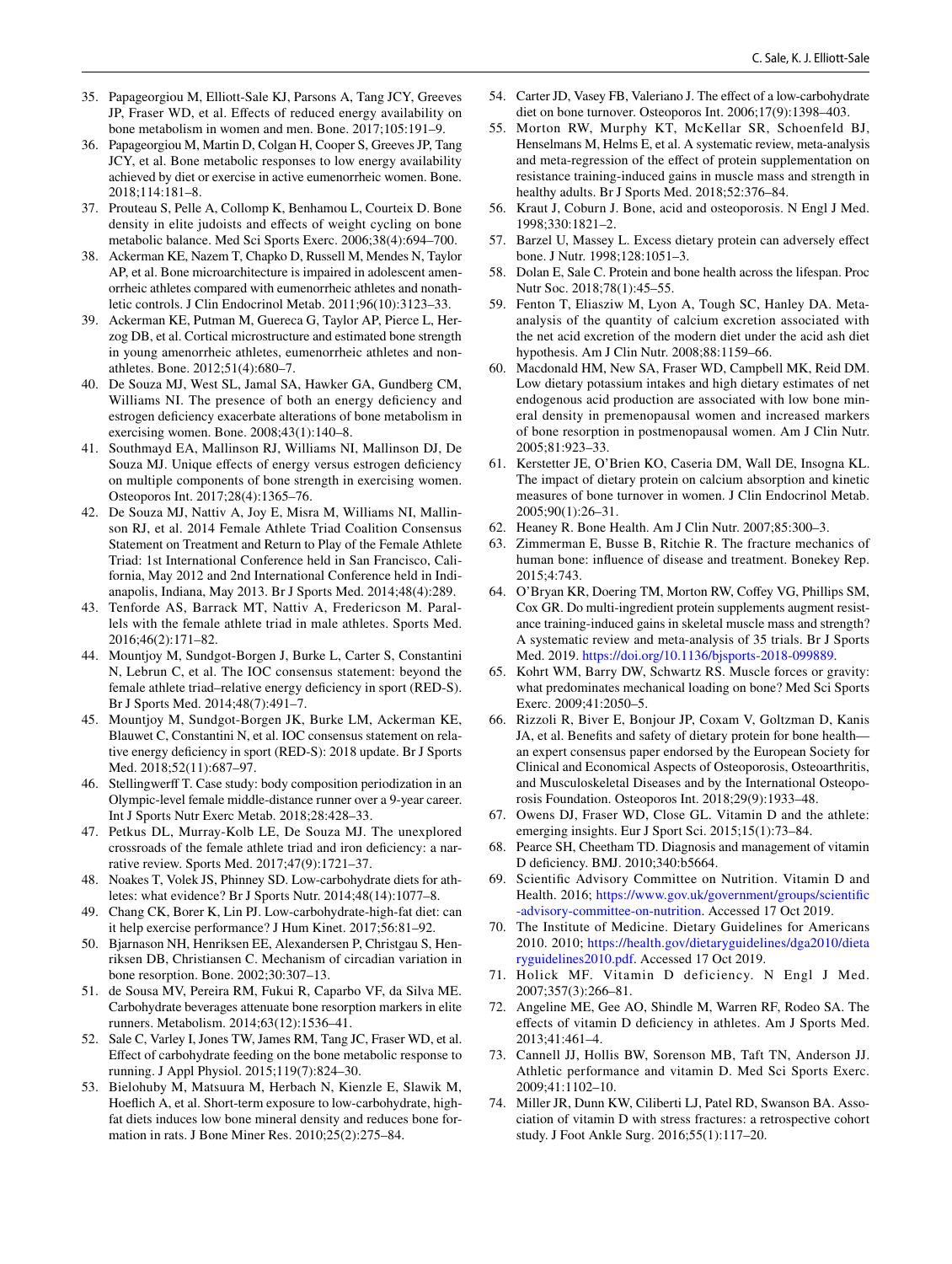35. Papageorgiou M, Elliott-Sale KJ, Parsons A, Tang JCY, Greeves JP, Fraser WD, et al. Effects of reduced energy availability on bone metabolism in women and men. Bone. 2017;105:191–9.
36. Papageorgiou M, Martin D, Colgan H, Cooper S, Greeves JP, Tang JCY, et al. Bone metabolic responses to low energy availability achieved by diet or exercise in active eumenorrheic women. Bone. 2018;114:181–8.
37. Prouteau S, Pelle A, Collomp K, Benhamou L, Courteix D. Bone density in elite judoists and effects of weight cycling on bone metabolic balance. Med Sci Sports Exerc. 2006;38(4):694–700.
38. Ackerman KE, Nazem T, Chapko D, Russell M, Mendes N, Taylor AP, et al. Bone microarchitecture is impaired in adolescent amenorrheic athletes compared with eumenorrheic athletes and nonathletic controls. J Clin Endocrinol Metab. 2011;96(10):3123–33.
39. Ackerman KE, Putman M, Guereca G, Taylor AP, Pierce L, Herzog DB, et al. Cortical microstructure and estimated bone strength in young amenorrheic athletes, eumenorrheic athletes and non-athletes. Bone. 2012;51(4):680–7.
40. De Souza MJ, West SL, Jamal SA, Hawker GA, Gundberg CM, Williams NI. The presence of both an energy deficiency and estrogen deficiency exacerbate alterations of bone metabolism in exercising women. Bone. 2008;43(1):140–8.
41. Southmayd EA, Mallinson RJ, Williams NI, Mallinson DJ, De Souza MJ. Unique effects of energy versus estrogen deficiency on multiple components of bone strength in exercising women. Osteoporos Int. 2017;28(4):1365–76.
42. De Souza MJ, Nattiv A, Joy E, Misra M, Williams NI, Mallinson RJ, et al. 2014 Female Athlete Triad Coalition Consensus Statement on Treatment and Return to Play of the Female Athlete Triad: 1st International Conference held in San Francisco, California, May 2012 and 2nd International Conference held in Indianapolis, Indiana, May 2013. Br J Sports Med. 2014;48(4):289.
43. Tenforde AS, Barrack MT, Nattiv A, Fredericson M. Parallels with the female athlete triad in male athletes. Sports Med. 2016;46(2):171–82.
44. Mountjoy M, Sundgot-Borgen J, Burke L, Carter S, Constantini N, Lebrun C, et al. The IOC consensus statement: beyond the female athlete triad–relative energy deficiency in sport (RED-S). Br J Sports Med. 2014;48(7):491–7.
45. Mountjoy M, Sundgot-Borgen JK, Burke LM, Ackerman KE, Blauwet C, Constantini N, et al. IOC consensus statement on relative energy deficiency in sport (RED-S): 2018 update. Br J Sports Med. 2018;52(11):687–97.
46. Stellingwerff T. Case study: body composition periodization in an Olympic-level female middle-distance runner over a 9-year career. Int J Sports Nutr Exerc Metab. 2018;28:428–33.
47. Petkus DL, Murray-Kolb LE, De Souza MJ. The unexplored crossroads of the female athlete triad and iron deficiency: a narrative review. Sports Med. 2017;47(9):1721–37.
48. Noakes T, Volek JS, Phinney SD. Low-carbohydrate diets for athletes: what evidence? Br J Sports Nutr. 2014;48(14):1077–8.
49. Chang CK, Borer K, Lin PJ. Low-carbohydrate-high-fat diet: can it help exercise performance? J Hum Kinet. 2017;56:81–92.
50. Bjarnason NH, Henriksen EE, Alexandersen P, Christgau S, Henriksen DB, Christiansen C. Mechanism of circadian variation in bone resorption. Bone. 2002;30:307–13.
51. de Sousa MV, Pereira RM, Fukui R, Caparbo VF, da Silva ME. Carbohydrate beverages attenuate bone resorption markers in elite runners. Metabolism. 2014;63(12):1536–41.
52. Sale C, Varley I, Jones TW, James RM, Tang JC, Fraser WD, et al. Effect of carbohydrate feeding on the bone metabolic response to running. J Appl Physiol. 2015;119(7):824–30.
53. Bielohuby M, Matsuura M, Herbach N, Kienzle E, Slawik M, Hoeflich A, et al. Short-term exposure to low-carbohydrate, high-fat diets induces low bone mineral density and reduces bone formation in rats. J Bone Miner Res. 2010;25(2):275–84.
54. Carter JD, Vasey FB, Valeriano J. The effect of a low-carbohydrate diet on bone turnover. Osteoporos Int. 2006;17(9):1398–403.
55. Morton RW, Murphy KT, McKellar SR, Schoenfeld BJ, Henselmans M, Helms E, et al. A systematic review, meta-analysis and meta-regression of the effect of protein supplementation on resistance training-induced gains in muscle mass and strength in healthy adults. Br J Sports Med. 2018;52:376–84.
56. Kraut J, Coburn J. Bone, acid and osteoporosis. N Engl J Med. 1998;330:1821–2.
57. Barzel U, Massey L. Excess dietary protein can adversely effect bone. J Nutr. 1998;128:1051–3.
58. Dolan E, Sale C. Protein and bone health across the lifespan. Proc Nutr Soc. 2018;78(1):45–55.
59. Fenton T, Eliasziw M, Lyon A, Tough SC, Hanley DA. Meta-analysis of the quantity of calcium excretion associated with the net acid excretion of the modern diet under the acid ash diet hypothesis. Am J Clin Nutr. 2008;88:1159–66.
60. Macdonald HM, New SA, Fraser WD, Campbell MK, Reid DM. Low dietary potassium intakes and high dietary estimates of net endogenous acid production are associated with low bone mineral density in premenopausal women and increased markers of bone resorption in postmenopausal women. Am J Clin Nutr. 2005;81:923–33.
61. Kerstetter JE, O'Brien KO, Caseria DM, Wall DE, Insogna KL. The impact of dietary protein on calcium absorption and kinetic measures of bone turnover in women. J Clin Endocrinol Metab. 2005;90(1):26–31.
62. Heaney R. Bone Health. Am J Clin Nutr. 2007;85:300–3.
63. Zimmerman E, Busse B, Ritchie R. The fracture mechanics of human bone: influence of disease and treatment. Bonekey Rep. 2015;4:743.
64. O'Bryan KR, Doering TM, Morton RW, Coffey VG, Phillips SM, Cox GR. Do multi-ingredient protein supplements augment resistance training-induced gains in skeletal muscle mass and strength? A systematic review and meta-analysis of 35 trials. Br J Sports Med. 2019. https://doi.org/10.1136/bjsports-2018-099889.
65. Kohrt WM, Barry DW, Schwartz RS. Muscle forces or gravity: what predominates mechanical loading on bone? Med Sci Sports Exerc. 2009;41:2050–5.
66. Rizzoli R, Biver E, Bonjour JP, Coxam V, Goltzman D, Kanis JA, et al. Benefits and safety of dietary protein for bone health—an expert consensus paper endorsed by the European Society for Clinical and Economical Aspects of Osteoporosis, Osteoarthritis, and Musculoskeletal Diseases and by the International Osteoporosis Foundation. Osteoporos Int. 2018;29(9):1933–48.
67. Owens DJ, Fraser WD, Close GL. Vitamin D and the athlete: emerging insights. Eur J Sport Sci. 2015;15(1):73–84.
68. Pearce SH, Cheetham TD. Diagnosis and management of vitamin D deficiency. BMJ. 2010;340:b5664.
69. Scientific Advisory Committee on Nutrition. Vitamin D and Health. 2016; https://www.gov.uk/government/groups/scientific-advisory-committee-on-nutrition. Accessed 17 Oct 2019.
70. The Institute of Medicine. Dietary Guidelines for Americans 2010. 2010; https://health.gov/dietaryguidelines/dga2010/dietaryguidelines2010.pdf. Accessed 17 Oct 2019.
71. Holick MF. Vitamin D deficiency. N Engl J Med. 2007;357(3):266–81.
72. Angeline ME, Gee AO, Shindle M, Warren RF, Rodeo SA. The effects of vitamin D deficiency in athletes. Am J Sports Med. 2013;41:461–4.
73. Cannell JJ, Hollis BW, Sorenson MB, Taft TN, Anderson JJ. Athletic performance and vitamin D. Med Sci Sports Exerc. 2009;41:1102–10.
74. Miller JR, Dunn KW, Ciliberti LJ, Patel RD, Swanson BA. Association of vitamin D with stress fractures: a retrospective cohort study. J Foot Ankle Surg. 2016;55(1):117–20.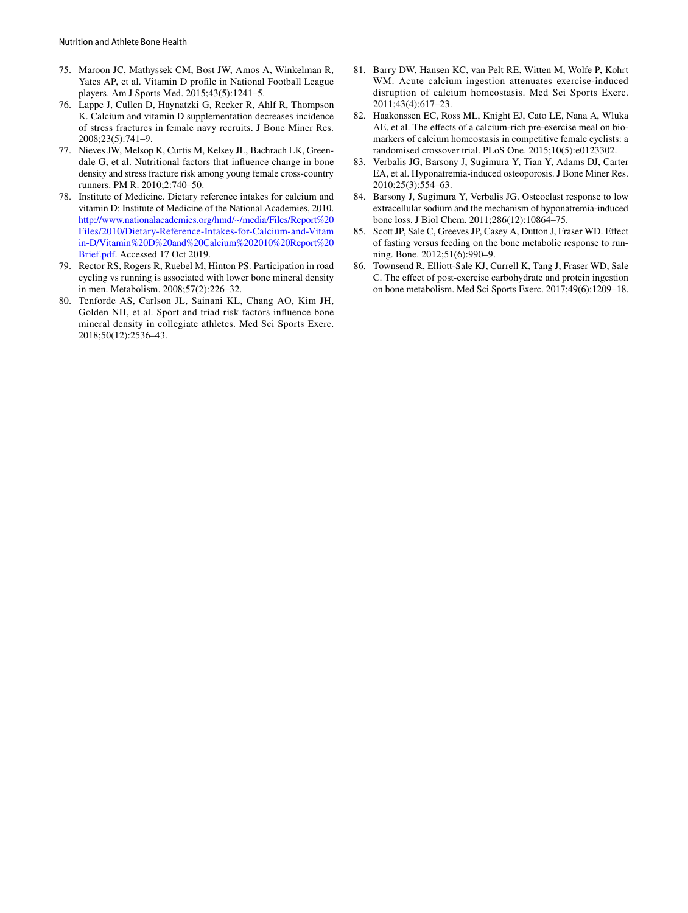75. Maroon JC, Mathyssek CM, Bost JW, Amos A, Winkelman R, Yates AP, et al. Vitamin D profile in National Football League players. Am J Sports Med. 2015;43(5):1241–5.
76. Lappe J, Cullen D, Haynatzki G, Recker R, Ahlf R, Thompson K. Calcium and vitamin D supplementation decreases incidence of stress fractures in female navy recruits. J Bone Miner Res. 2008;23(5):741–9.
77. Nieves JW, Melsop K, Curtis M, Kelsey JL, Bachrach LK, Greendale G, et al. Nutritional factors that influence change in bone density and stress fracture risk among young female cross-country runners. PM R. 2010;2:740–50.
78. Institute of Medicine. Dietary reference intakes for calcium and vitamin D: Institute of Medicine of the National Academies, 2010. http://www.nationalacademies.org/hmd/~/media/Files/Report%20Files/2010/Dietary-Reference-Intakes-for-Calcium-and-Vitamin-D/Vitamin%20D%20and%20Calcium%202010%20Report%20Brief.pdf. Accessed 17 Oct 2019.
79. Rector RS, Rogers R, Ruebel M, Hinton PS. Participation in road cycling vs running is associated with lower bone mineral density in men. Metabolism. 2008;57(2):226–32.
80. Tenforde AS, Carlson JL, Sainani KL, Chang AO, Kim JH, Golden NH, et al. Sport and triad risk factors influence bone mineral density in collegiate athletes. Med Sci Sports Exerc. 2018;50(12):2536–43.
81. Barry DW, Hansen KC, van Pelt RE, Witten M, Wolfe P, Kohrt WM. Acute calcium ingestion attenuates exercise-induced disruption of calcium homeostasis. Med Sci Sports Exerc. 2011;43(4):617–23.
82. Haakonssen EC, Ross ML, Knight EJ, Cato LE, Nana A, Wluka AE, et al. The effects of a calcium-rich pre-exercise meal on biomarkers of calcium homeostasis in competitive female cyclists: a randomised crossover trial. PLoS One. 2015;10(5):e0123302.
83. Verbalis JG, Barsony J, Sugimura Y, Tian Y, Adams DJ, Carter EA, et al. Hyponatremia-induced osteoporosis. J Bone Miner Res. 2010;25(3):554–63.
84. Barsony J, Sugimura Y, Verbalis JG. Osteoclast response to low extracellular sodium and the mechanism of hyponatremia-induced bone loss. J Biol Chem. 2011;286(12):10864–75.
85. Scott JP, Sale C, Greeves JP, Casey A, Dutton J, Fraser WD. Effect of fasting versus feeding on the bone metabolic response to running. Bone. 2012;51(6):990–9.
86. Townsend R, Elliott-Sale KJ, Currell K, Tang J, Fraser WD, Sale C. The effect of post-exercise carbohydrate and protein ingestion on bone metabolism. Med Sci Sports Exerc. 2017;49(6):1209–18.